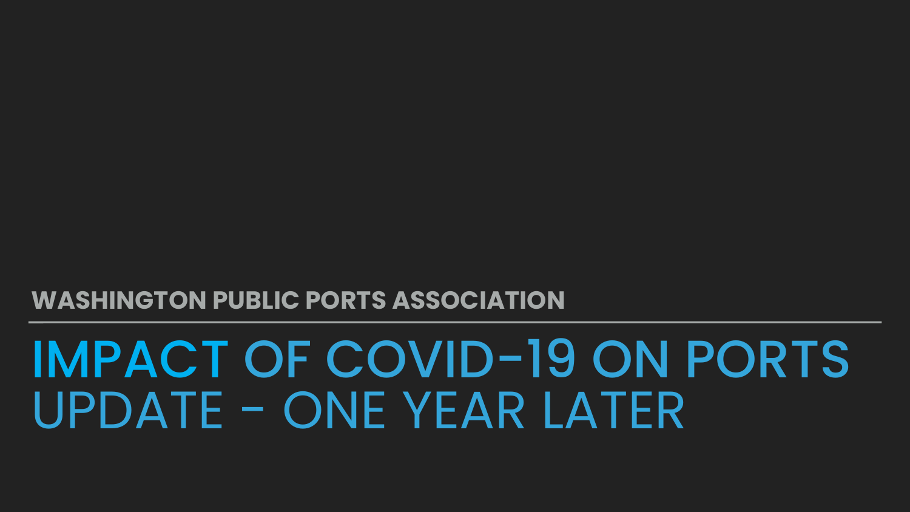WASHINGTON PUBLIC PORTS ASSOCIATION

# IMPACT OF COVID-19 ON PORTS UPDATE - ONE YEAR LATER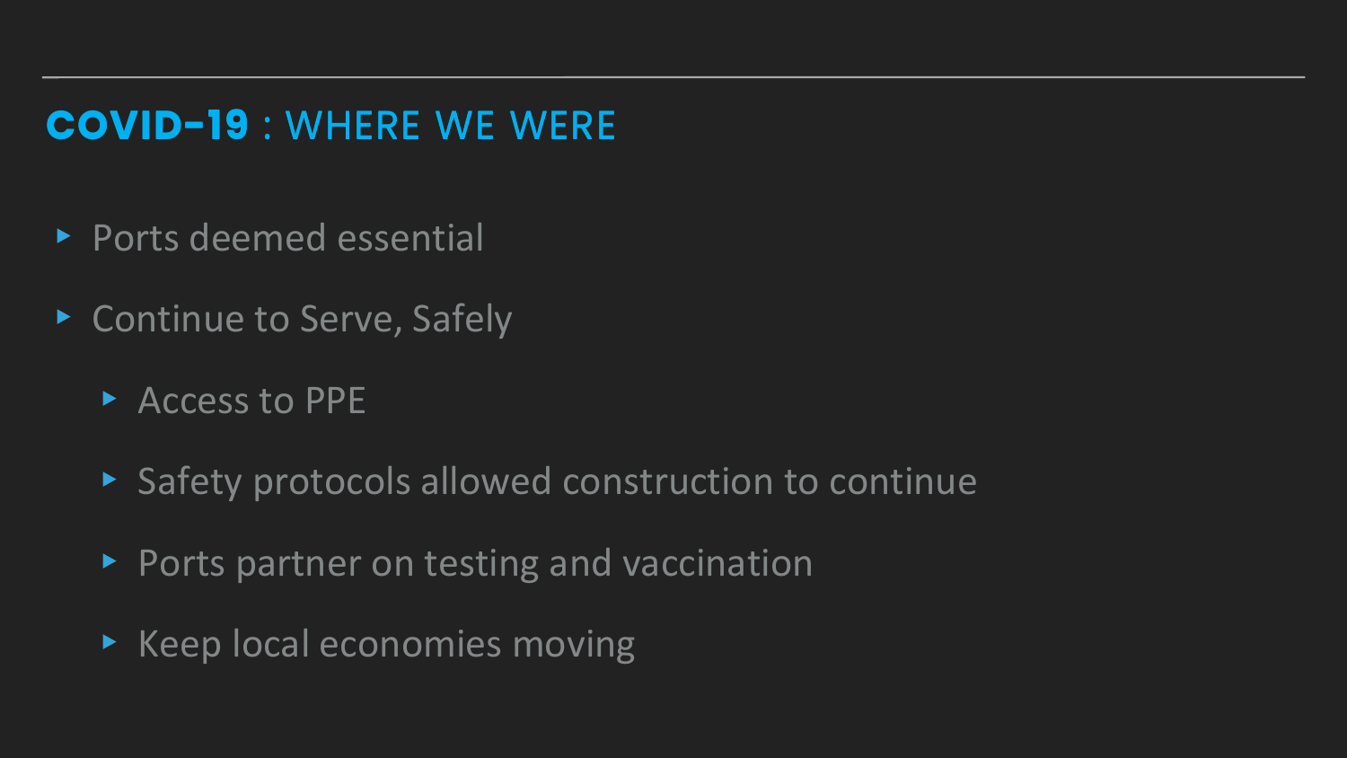## **COVID-19** : WHERE WE WERE

- Ports deemed essential
- Continue to Serve, Safely
  - Access to PPE
  - Safety protocols allowed construction to continue
  - Ports partner on testing and vaccination
  - Keep local economies moving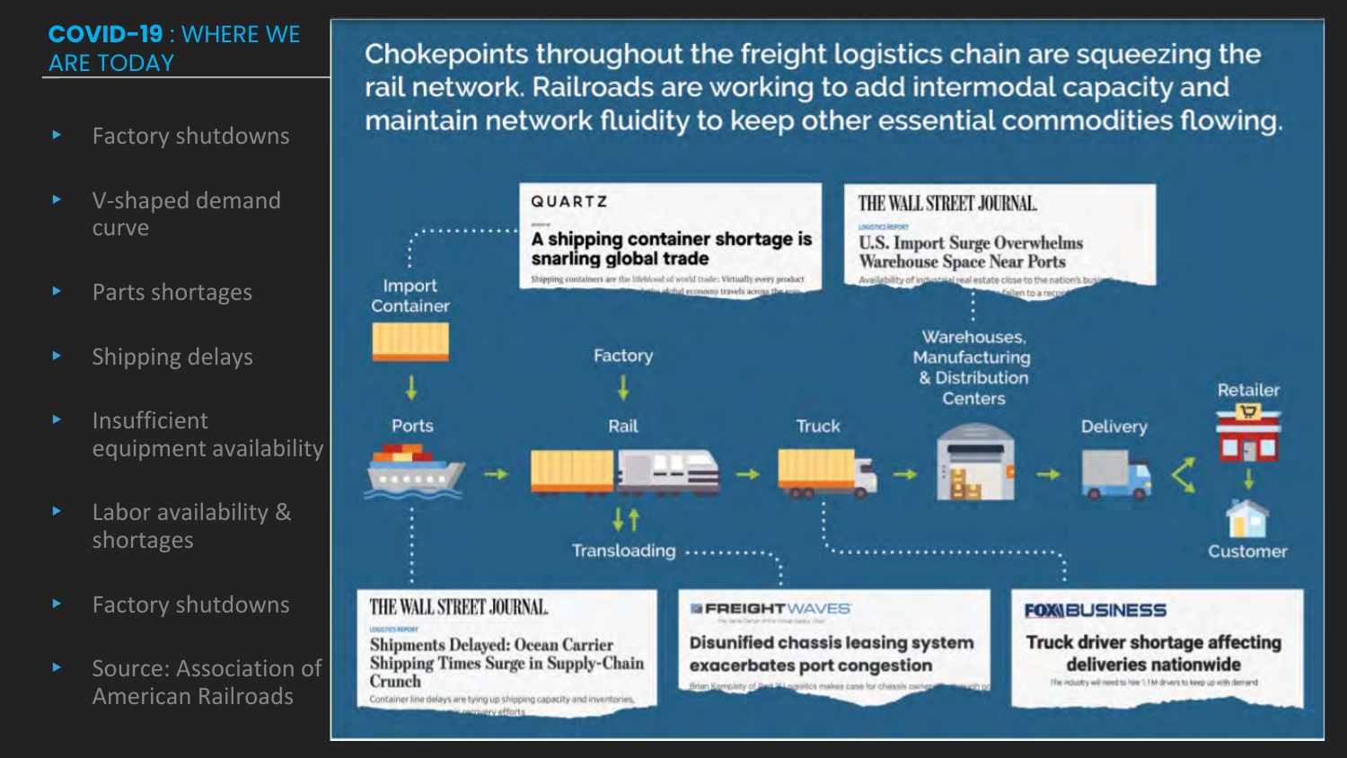## COVID-19 : WHERE WE ARE TODAY

- Factory shutdowns
- V-shaped demand curve
- Parts shortages
- Shipping delays
- Insufficient equipment availability
- Labor availability & shortages
- Factory shutdowns
- Source: Association of American Railroads

Chokepoints throughout the freight logistics chain are squeezing the rail network. Railroads are working to add intermodal capacity and maintain network fluidity to keep other essential commodities flowing.

**QUARTZ** — A shipping container shortage is snarling global trade

**THE WALL STREET JOURNAL.** — U.S. Import Surge Overwhelms Warehouse Space Near Ports

Import Container → Ports → Rail (Factory) → Truck → Warehouses, Manufacturing & Distribution Centers → Delivery → Retailer → Customer

Transloading

**THE WALL STREET JOURNAL.** — Shipments Delayed: Ocean Carrier Shipping Times Surge in Supply-Chain Crunch

**FREIGHTWAVES** — Disunified chassis leasing system exacerbates port congestion

**FOX BUSINESS** — Truck driver shortage affecting deliveries nationwide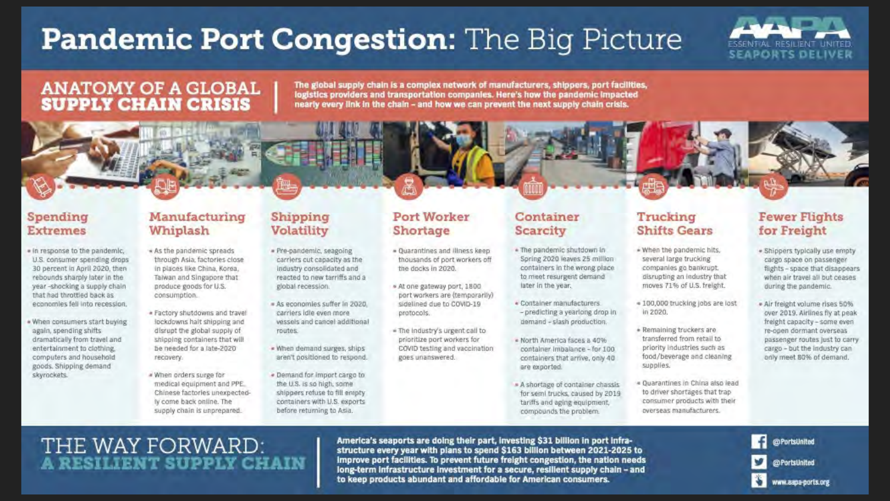# Pandemic Port Congestion: The Big Picture

ESSENTIAL. RESILIENT. UNITED. SEAPORTS DELIVER

## ANATOMY OF A GLOBAL SUPPLY CHAIN CRISIS

**The global supply chain is a complex network of manufacturers, shippers, port facilities, logistics providers and transportation companies. Here's how the pandemic impacted nearly every link in the chain – and how we can prevent the next supply chain crisis.**

### Spending Extremes

- In response to the pandemic, U.S. consumer spending drops 30 percent in April 2020, then rebounds sharply later in the year -shocking a supply chain that had throttled back as economies fell into recession.
- When consumers start buying again, spending shifts dramatically from travel and entertainment to clothing, computers and household goods. Shipping demand skyrockets.

### Manufacturing Whiplash

- As the pandemic spreads through Asia, factories close in places like China, Korea, Taiwan and Singapore that produce goods for U.S. consumption.
- Factory shutdowns and travel lockdowns halt shipping and disrupt the global supply of shipping containers that will be needed for a late-2020 recovery.
- When orders surge for medical equipment and PPE, Chinese factories unexpectedly come back online. The supply chain is unprepared.

### Shipping Volatility

- Pre-pandemic, seagoing carriers cut capacity as the industry consolidated and reacted to new tariffs and a global recession.
- As economies suffer in 2020, carriers idle even more vessels and cancel additional routes.
- When demand surges, ships aren't positioned to respond.
- Demand for import cargo to the U.S. is so high, some shippers refuse to fill empty containers with U.S. exports before returning to Asia.

### Port Worker Shortage

- Quarantines and illness keep thousands of port workers off the docks in 2020.
- At one gateway port, 1800 port workers are (temporarily) sidelined due to COVID-19 protocols.
- The industry's urgent call to prioritize port workers for COVID testing and vaccination goes unanswered.

### Container Scarcity

- The pandemic shutdown in Spring 2020 leaves 25 million containers in the wrong place to meet resurgent demand later in the year.
- Container manufacturers – predicting a yearlong drop in demand – slash production.
- North America faces a 40% container imbalance – for 100 containers that arrive, only 40 are exported.
- A shortage of container chassis for semi trucks, caused by 2019 tariffs and aging equipment, compounds the problem.

### Trucking Shifts Gears

- When the pandemic hits, several large trucking companies go bankrupt, disrupting an industry that moves 71% of U.S. freight.
- 100,000 trucking jobs are lost in 2020.
- Remaining truckers are transferred from retail to priority industries such as food/beverage and cleaning supplies.
- Quarantines in China also lead to driver shortages that trap consumer products with their overseas manufacturers.

### Fewer Flights for Freight

- Shippers typically use empty cargo space on passenger flights – space that disappears when air travel all but ceases during the pandemic.
- Air freight volume rises 50% over 2019. Airlines fly at peak freight capacity – some even re-open dormant overseas passenger routes just to carry cargo – but the industry can only meet 80% of demand.

## THE WAY FORWARD: A RESILIENT SUPPLY CHAIN

**America's seaports are doing their part, investing $31 billion in port infrastructure every year with plans to spend $163 billion between 2021-2025 to improve port facilities. To prevent future freight congestion, the nation needs long-term infrastructure investment for a secure, resilient supply chain – and to keep products abundant and affordable for American consumers.**

@PortsUnited

@PortsUnited

www.aapa-ports.org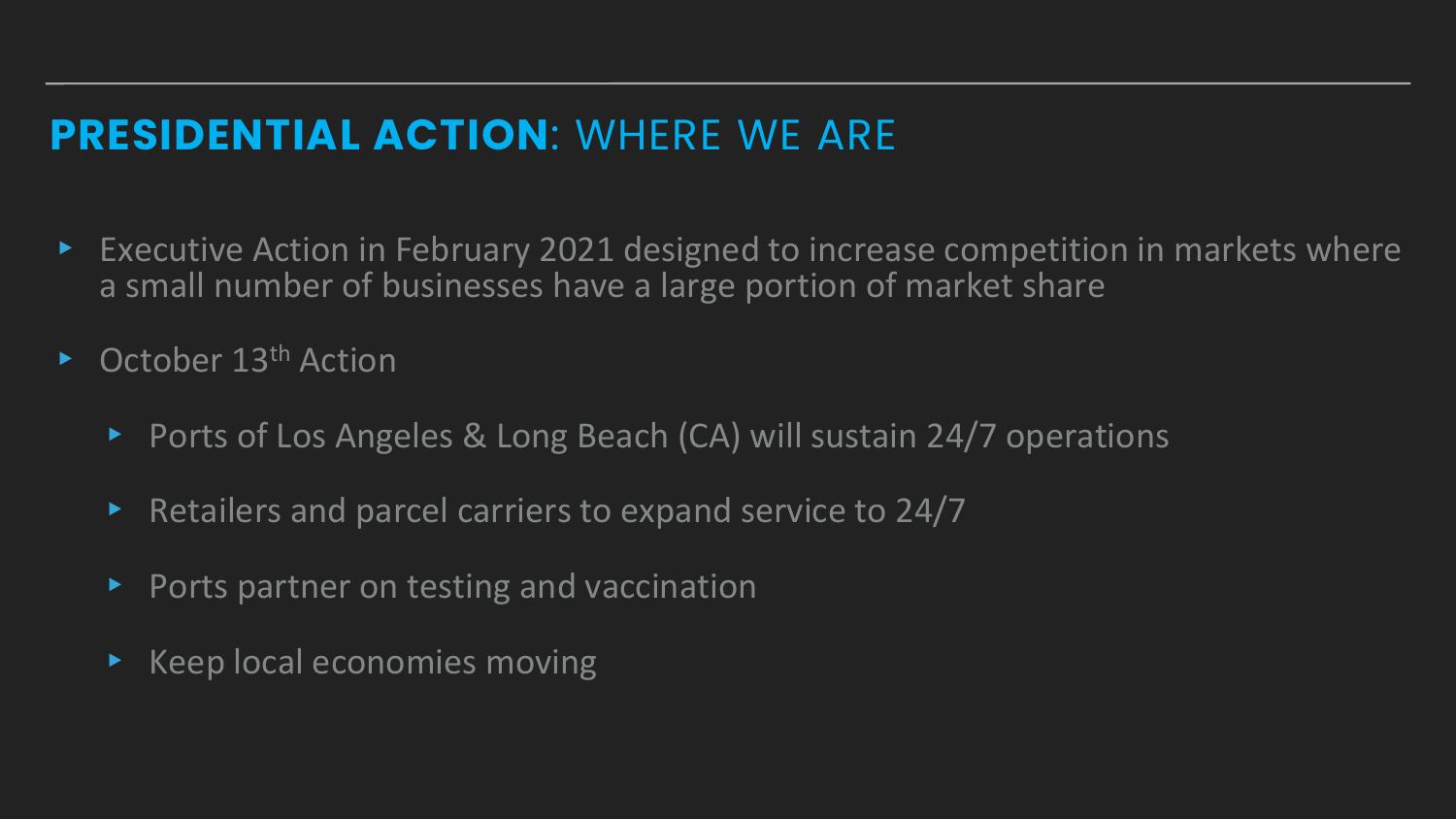## **PRESIDENTIAL ACTION**: WHERE WE ARE

- Executive Action in February 2021 designed to increase competition in markets where a small number of businesses have a large portion of market share
- October 13th Action
  - Ports of Los Angeles & Long Beach (CA) will sustain 24/7 operations
  - Retailers and parcel carriers to expand service to 24/7
  - Ports partner on testing and vaccination
  - Keep local economies moving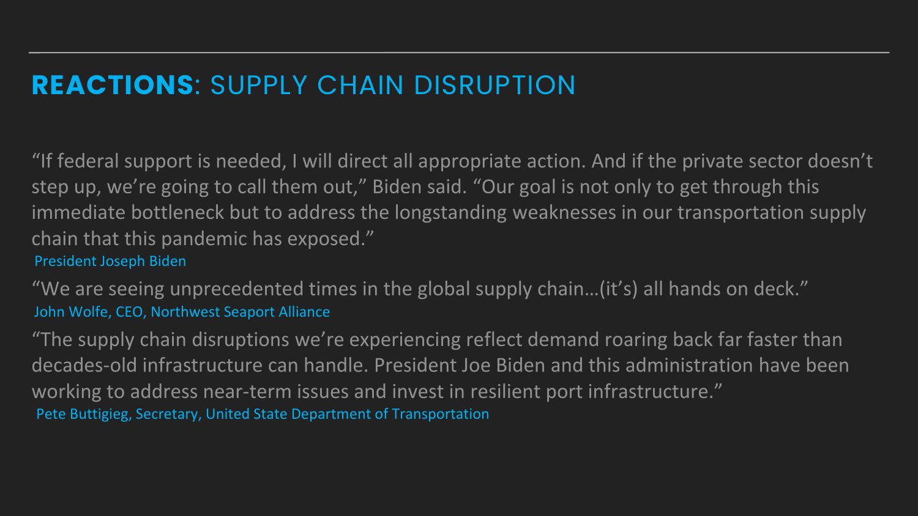## **REACTIONS**: SUPPLY CHAIN DISRUPTION

"If federal support is needed, I will direct all appropriate action. And if the private sector doesn't step up, we're going to call them out," Biden said. "Our goal is not only to get through this immediate bottleneck but to address the longstanding weaknesses in our transportation supply chain that this pandemic has exposed."

President Joseph Biden

"We are seeing unprecedented times in the global supply chain…(it's) all hands on deck."

John Wolfe, CEO, Northwest Seaport Alliance

"The supply chain disruptions we're experiencing reflect demand roaring back far faster than decades-old infrastructure can handle. President Joe Biden and this administration have been working to address near-term issues and invest in resilient port infrastructure."

Pete Buttigieg, Secretary, United State Department of Transportation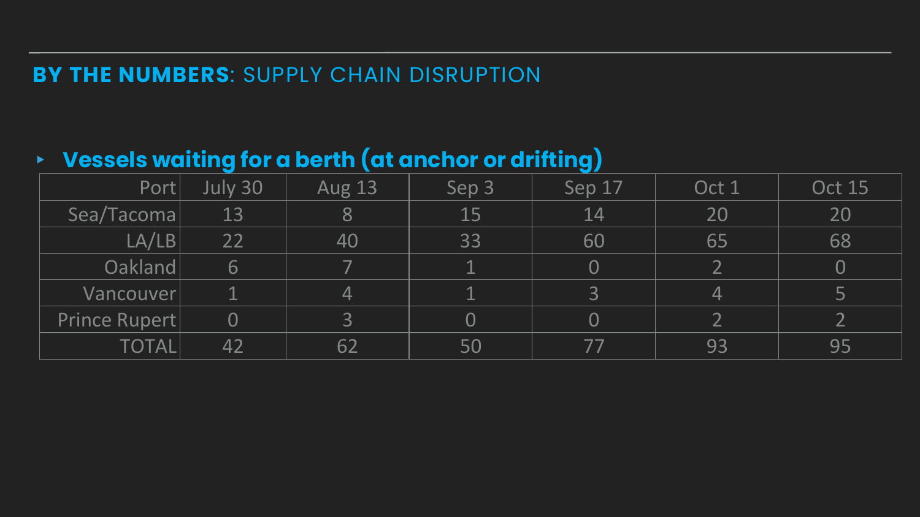## **BY THE NUMBERS**: SUPPLY CHAIN DISRUPTION

- **Vessels waiting for a berth (at anchor or drifting)**

| Port | July 30 | Aug 13 | Sep 3 | Sep 17 | Oct 1 | Oct 15 |
|---|---|---|---|---|---|---|
| Sea/Tacoma | 13 | 8 | 15 | 14 | 20 | 20 |
| LA/LB | 22 | 40 | 33 | 60 | 65 | 68 |
| Oakland | 6 | 7 | 1 | 0 | 2 | 0 |
| Vancouver | 1 | 4 | 1 | 3 | 4 | 5 |
| Prince Rupert | 0 | 3 | 0 | 0 | 2 | 2 |
| TOTAL | 42 | 62 | 50 | 77 | 93 | 95 |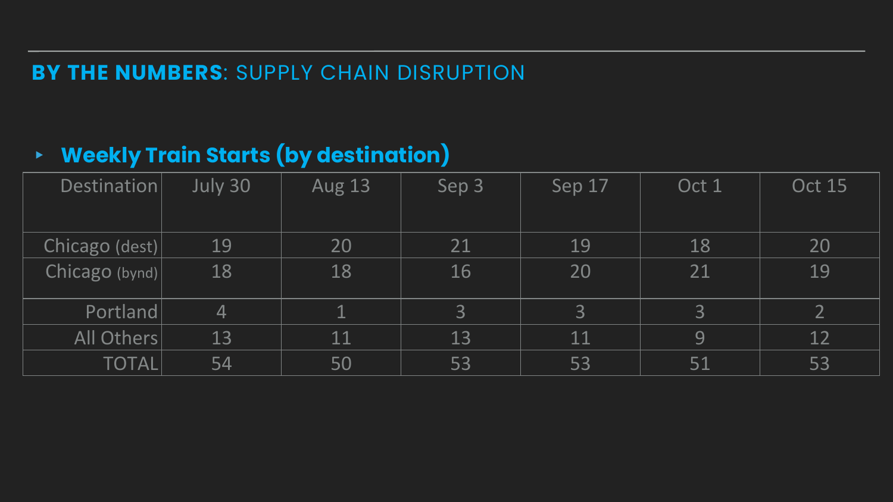## **BY THE NUMBERS**: SUPPLY CHAIN DISRUPTION

- **Weekly Train Starts (by destination)**

| Destination | July 30 | Aug 13 | Sep 3 | Sep 17 | Oct 1 | Oct 15 |
|---|---|---|---|---|---|---|
| Chicago (dest) | 19 | 20 | 21 | 19 | 18 | 20 |
| Chicago (bynd) | 18 | 18 | 16 | 20 | 21 | 19 |
| Portland | 4 | 1 | 3 | 3 | 3 | 2 |
| All Others | 13 | 11 | 13 | 11 | 9 | 12 |
| TOTAL | 54 | 50 | 53 | 53 | 51 | 53 |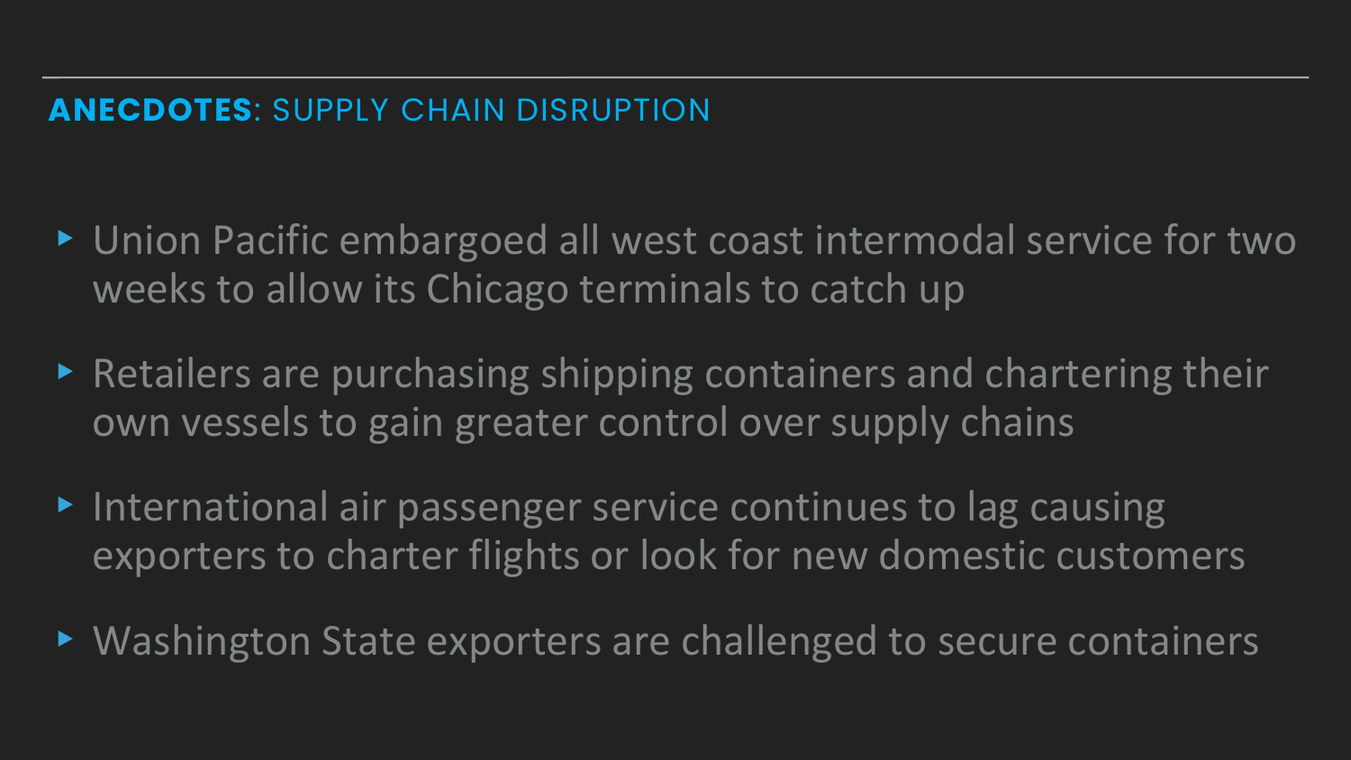## **ANECDOTES**: SUPPLY CHAIN DISRUPTION

- Union Pacific embargoed all west coast intermodal service for two weeks to allow its Chicago terminals to catch up
- Retailers are purchasing shipping containers and chartering their own vessels to gain greater control over supply chains
- International air passenger service continues to lag causing exporters to charter flights or look for new domestic customers
- Washington State exporters are challenged to secure containers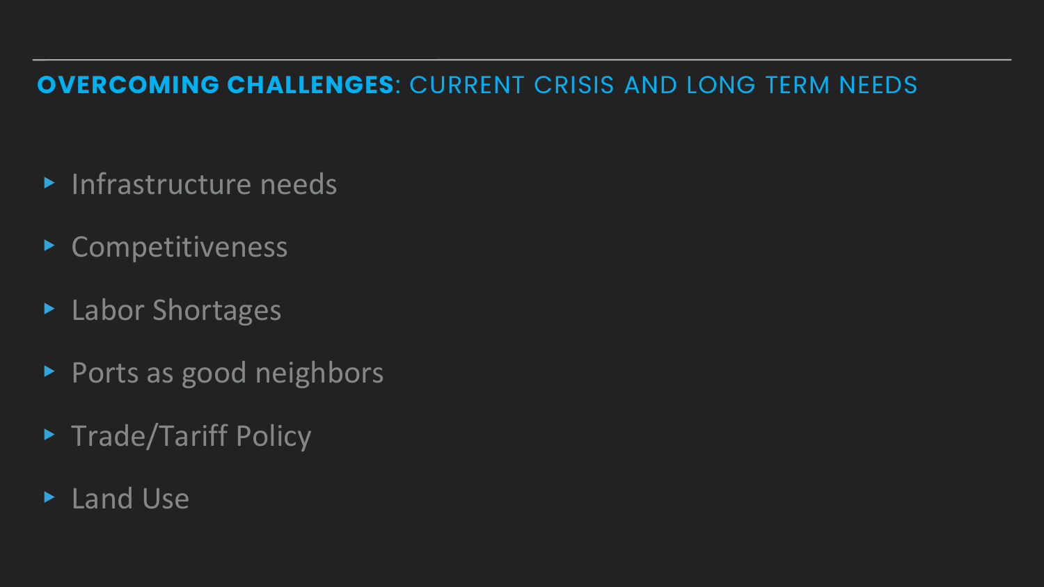## **OVERCOMING CHALLENGES**: CURRENT CRISIS AND LONG TERM NEEDS

- Infrastructure needs
- Competitiveness
- Labor Shortages
- Ports as good neighbors
- Trade/Tariff Policy
- Land Use